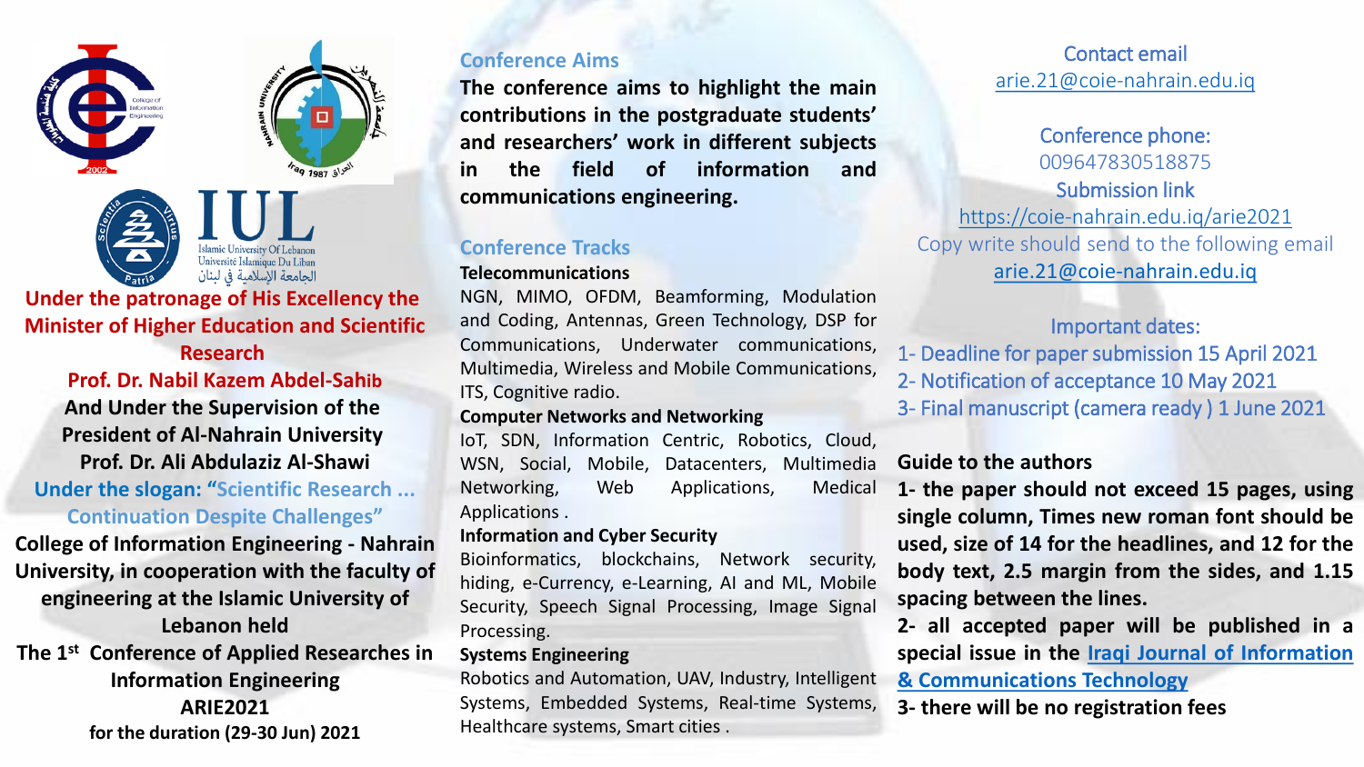**Under the patronage of His Excellency the Minister of Higher Education and Scientific Research**

**Prof. Dr. Nabil Kazem Abdel-Sahib**

**And Under the Supervision of the President of Al-Nahrain University**

**Prof. Dr. Ali Abdulaziz Al-Shawi**

**Under the slogan: "Scientific Research ... Continuation Despite Challenges"**

**College of Information Engineering - Nahrain University, in cooperation with the faculty of engineering at the Islamic University of Lebanon held**

**The 1st Conference of Applied Researches in Information Engineering**

**ARIE2021**

**for the duration (29-30 Jun) 2021**

## Conference Aims

**The conference aims to highlight the main contributions in the postgraduate students' and researchers' work in different subjects in the field of information and communications engineering.**

## Conference Tracks

**Telecommunications**

NGN, MIMO, OFDM, Beamforming, Modulation and Coding, Antennas, Green Technology, DSP for Communications, Underwater communications, Multimedia, Wireless and Mobile Communications, ITS, Cognitive radio.

**Computer Networks and Networking**

IoT, SDN, Information Centric, Robotics, Cloud, WSN, Social, Mobile, Datacenters, Multimedia Networking, Web Applications, Medical Applications .

**Information and Cyber Security**

Bioinformatics, blockchains, Network security, hiding, e-Currency, e-Learning, AI and ML, Mobile Security, Speech Signal Processing, Image Signal Processing.

**Systems Engineering**

Robotics and Automation, UAV, Industry, Intelligent Systems, Embedded Systems, Real-time Systems, Healthcare systems, Smart cities .

Contact email
arie.21@coie-nahrain.edu.iq

Conference phone:
009647830518875

Submission link
https://coie-nahrain.edu.iq/arie2021

Copy write should send to the following email
arie.21@coie-nahrain.edu.iq

Important dates:

1- Deadline for paper submission 15 April 2021
2- Notification of acceptance 10 May 2021
3- Final manuscript (camera ready ) 1 June 2021

**Guide to the authors**

**1- the paper should not exceed 15 pages, using single column, Times new roman font should be used, size of 14 for the headlines, and 12 for the body text, 2.5 margin from the sides, and 1.15 spacing between the lines.**

**2- all accepted paper will be published in a special issue in the Iraqi Journal of Information & Communications Technology**

**3- there will be no registration fees**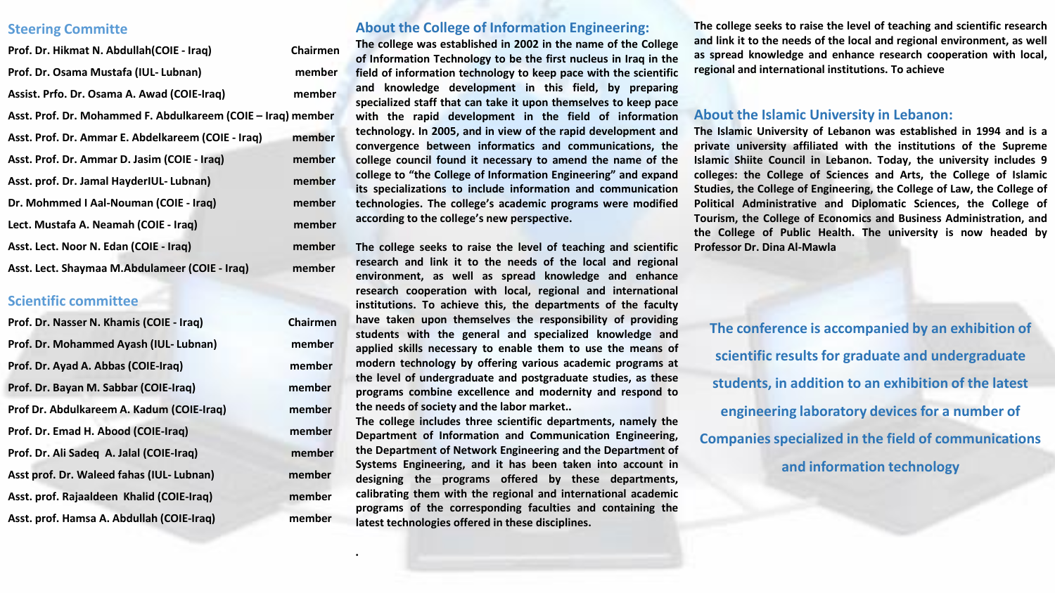## Steering Committe

| | |
|---|---|
| Prof. Dr. Hikmat N. Abdullah(COIE - Iraq) | Chairmen |
| Prof. Dr. Osama Mustafa (IUL- Lubnan) | member |
| Assist. Prfo. Dr. Osama A. Awad (COIE-Iraq) | member |
| Asst. Prof. Dr. Mohammed F. Abdulkareem (COIE – Iraq) | member |
| Asst. Prof. Dr. Ammar E. Abdelkareem (COIE - Iraq) | member |
| Asst. Prof. Dr. Ammar D. Jasim (COIE - Iraq) | member |
| Asst. prof. Dr. Jamal HayderIUL- Lubnan) | member |
| Dr. Mohmmed I Aal-Nouman (COIE - Iraq) | member |
| Lect. Mustafa A. Neamah (COIE - Iraq) | member |
| Asst. Lect. Noor N. Edan (COIE - Iraq) | member |
| Asst. Lect. Shaymaa M.Abdulameer (COIE - Iraq) | member |

## Scientific committee

| | |
|---|---|
| Prof. Dr. Nasser N. Khamis (COIE - Iraq) | Chairmen |
| Prof. Dr. Mohammed Ayash (IUL- Lubnan) | member |
| Prof. Dr. Ayad A. Abbas (COIE-Iraq) | member |
| Prof. Dr. Bayan M. Sabbar (COIE-Iraq) | member |
| Prof Dr. Abdulkareem A. Kadum (COIE-Iraq) | member |
| Prof. Dr. Emad H. Abood (COIE-Iraq) | member |
| Prof. Dr. Ali Sadeq A. Jalal (COIE-Iraq) | member |
| Asst prof. Dr. Waleed fahas (IUL- Lubnan) | member |
| Asst. prof. Rajaaldeen Khalid (COIE-Iraq) | member |
| Asst. prof. Hamsa A. Abdullah (COIE-Iraq) | member |

## About the College of Information Engineering:

**The college was established in 2002 in the name of the College of Information Technology to be the first nucleus in Iraq in the field of information technology to keep pace with the scientific and knowledge development in this field, by preparing specialized staff that can take it upon themselves to keep pace with the rapid development in the field of information technology. In 2005, and in view of the rapid development and convergence between informatics and communications, the college council found it necessary to amend the name of the college to "the College of Information Engineering" and expand its specializations to include information and communication technologies. The college's academic programs were modified according to the college's new perspective.**

**The college seeks to raise the level of teaching and scientific research and link it to the needs of the local and regional environment, as well as spread knowledge and enhance research cooperation with local, regional and international institutions. To achieve this, the departments of the faculty have taken upon themselves the responsibility of providing students with the general and specialized knowledge and applied skills necessary to enable them to use the means of modern technology by offering various academic programs at the level of undergraduate and postgraduate studies, as these programs combine excellence and modernity and respond to the needs of society and the labor market..**

**The college includes three scientific departments, namely the Department of Information and Communication Engineering, the Department of Network Engineering and the Department of Systems Engineering, and it has been taken into account in designing the programs offered by these departments, calibrating them with the regional and international academic programs of the corresponding faculties and containing the latest technologies offered in these disciplines.**

.

**The college seeks to raise the level of teaching and scientific research and link it to the needs of the local and regional environment, as well as spread knowledge and enhance research cooperation with local, regional and international institutions. To achieve**

## About the Islamic University in Lebanon:

**The Islamic University of Lebanon was established in 1994 and is a private university affiliated with the institutions of the Supreme Islamic Shiite Council in Lebanon. Today, the university includes 9 colleges: the College of Sciences and Arts, the College of Islamic Studies, the College of Engineering, the College of Law, the College of Political Administrative and Diplomatic Sciences, the College of Tourism, the College of Economics and Business Administration, and the College of Public Health. The university is now headed by Professor Dr. Dina Al-Mawla**

**The conference is accompanied by an exhibition of scientific results for graduate and undergraduate students, in addition to an exhibition of the latest engineering laboratory devices for a number of Companies specialized in the field of communications and information technology**